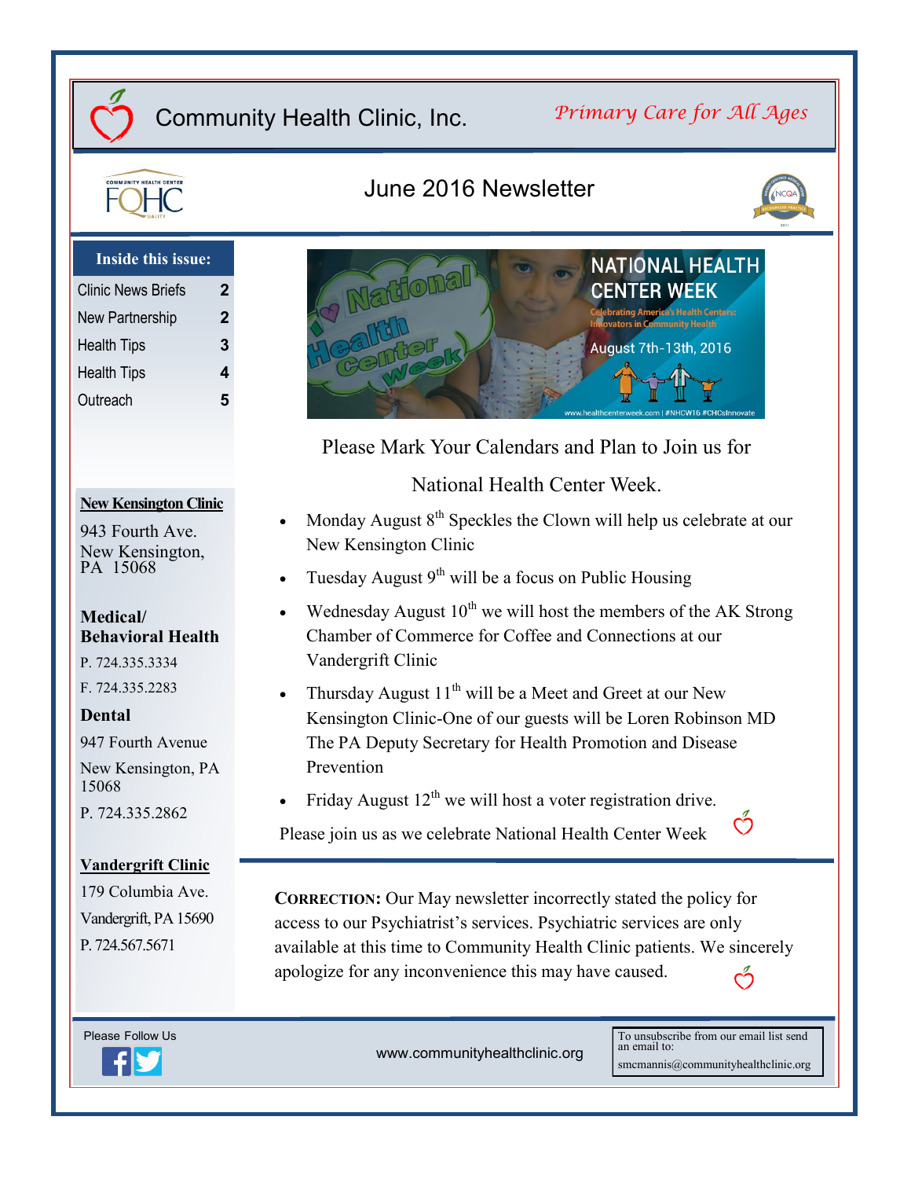# Community Health Clinic, Inc.

*Primary Care for All Ages*

## June 2016 Newsletter

**Inside this issue:**

| | |
|---|---|
| Clinic News Briefs | 2 |
| New Partnership | 2 |
| Health Tips | 3 |
| Health Tips | 4 |
| Outreach | 5 |

**New Kensington Clinic**

943 Fourth Ave.
New Kensington, PA 15068

**Medical/ Behavioral Health**

P. 724.335.3334

F. 724.335.2283

**Dental**

947 Fourth Avenue

New Kensington, PA 15068

P. 724.335.2862

**Vandergrift Clinic**

179 Columbia Ave.

Vandergrift, PA 15690

P. 724.567.5671

Please Mark Your Calendars and Plan to Join us for

National Health Center Week.

- Monday August 8th Speckles the Clown will help us celebrate at our New Kensington Clinic
- Tuesday August 9th will be a focus on Public Housing
- Wednesday August 10th we will host the members of the AK Strong Chamber of Commerce for Coffee and Connections at our Vandergrift Clinic
- Thursday August 11th will be a Meet and Greet at our New Kensington Clinic-One of our guests will be Loren Robinson MD The PA Deputy Secretary for Health Promotion and Disease Prevention
- Friday August 12th we will host a voter registration drive.

Please join us as we celebrate National Health Center Week

**CORRECTION:** Our May newsletter incorrectly stated the policy for access to our Psychiatrist's services. Psychiatric services are only available at this time to Community Health Clinic patients. We sincerely apologize for any inconvenience this may have caused.

Please Follow Us

www.communityhealthclinic.org

To unsubscribe from our email list send an email to: smcmannis@communityhealthclinic.org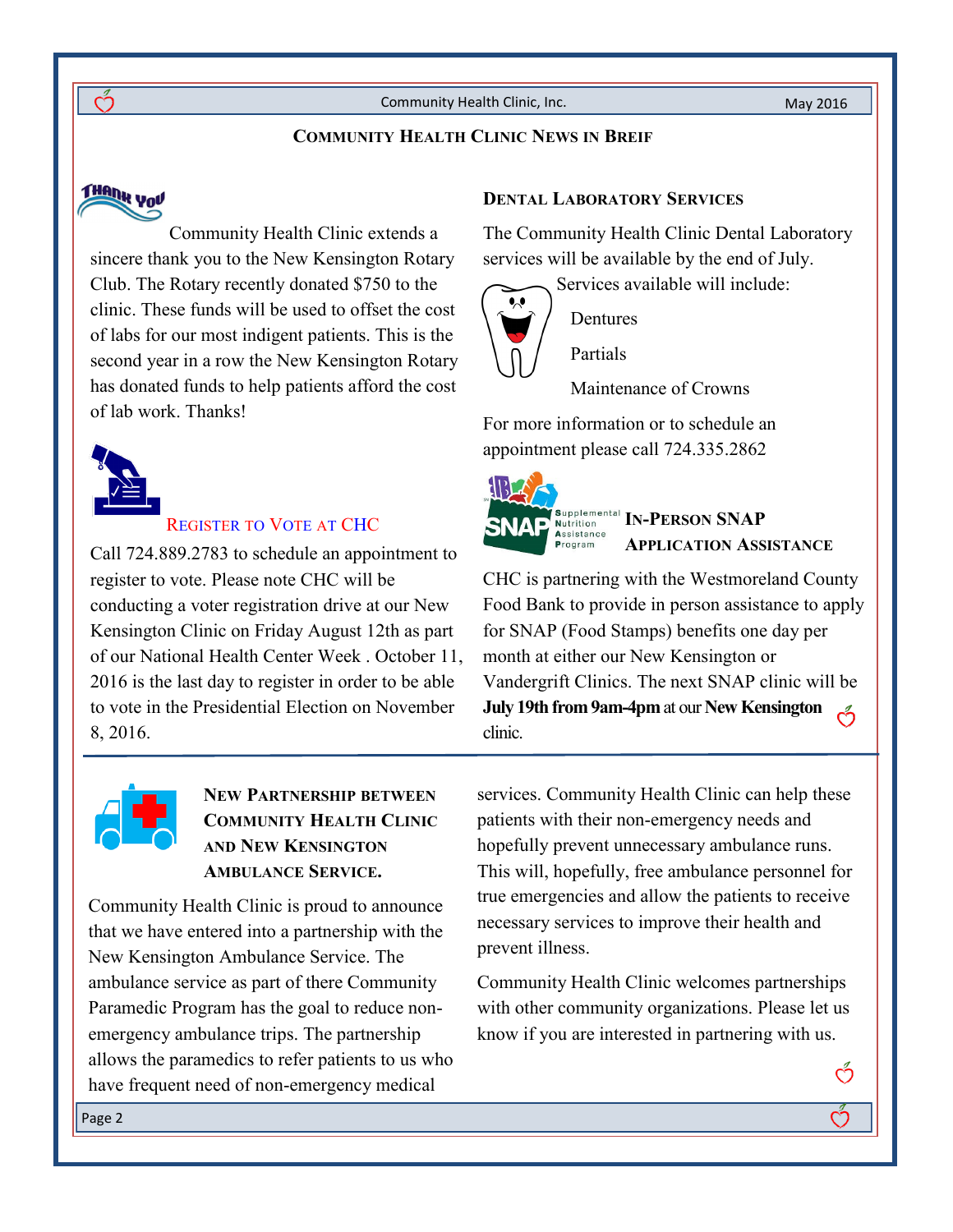## Community Health Clinic News in Breif

### Thank You

Community Health Clinic extends a sincere thank you to the New Kensington Rotary Club. The Rotary recently donated $750 to the clinic. These funds will be used to offset the cost of labs for our most indigent patients. This is the second year in a row the New Kensington Rotary has donated funds to help patients afford the cost of lab work. Thanks!

### Register to Vote at CHC

Call 724.889.2783 to schedule an appointment to register to vote. Please note CHC will be conducting a voter registration drive at our New Kensington Clinic on Friday August 12th as part of our National Health Center Week . October 11, 2016 is the last day to register in order to be able to vote in the Presidential Election on November 8, 2016.

### Dental Laboratory Services

The Community Health Clinic Dental Laboratory services will be available by the end of July.

Services available will include:

- Dentures
- Partials
- Maintenance of Crowns

For more information or to schedule an appointment please call 724.335.2862

### In-Person SNAP Application Assistance

CHC is partnering with the Westmoreland County Food Bank to provide in person assistance to apply for SNAP (Food Stamps) benefits one day per month at either our New Kensington or Vandergrift Clinics. The next SNAP clinic will be **July 19th from 9am-4pm** at our **New Kensington** clinic.

### New Partnership between Community Health Clinic and New Kensington Ambulance Service.

Community Health Clinic is proud to announce that we have entered into a partnership with the New Kensington Ambulance Service. The ambulance service as part of there Community Paramedic Program has the goal to reduce non-emergency ambulance trips. The partnership allows the paramedics to refer patients to us who have frequent need of non-emergency medical services. Community Health Clinic can help these patients with their non-emergency needs and hopefully prevent unnecessary ambulance runs. This will, hopefully, free ambulance personnel for true emergencies and allow the patients to receive necessary services to improve their health and prevent illness.

Community Health Clinic welcomes partnerships with other community organizations. Please let us know if you are interested in partnering with us.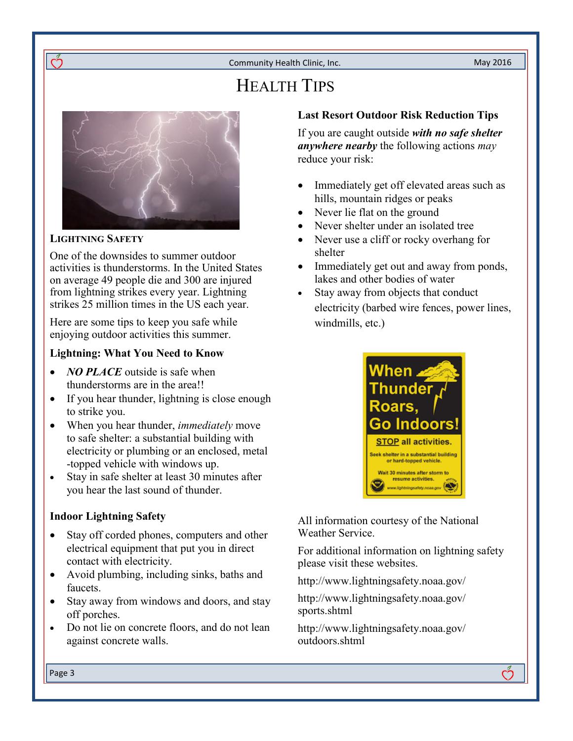# HEALTH TIPS

## LIGHTNING SAFETY

One of the downsides to summer outdoor activities is thunderstorms. In the United States on average 49 people die and 300 are injured from lightning strikes every year. Lightning strikes 25 million times in the US each year.

Here are some tips to keep you safe while enjoying outdoor activities this summer.

### Lightning: What You Need to Know

- ***NO PLACE*** outside is safe when thunderstorms are in the area!!
- If you hear thunder, lightning is close enough to strike you.
- When you hear thunder, *immediately* move to safe shelter: a substantial building with electricity or plumbing or an enclosed, metal -topped vehicle with windows up.
- Stay in safe shelter at least 30 minutes after you hear the last sound of thunder.

### Indoor Lightning Safety

- Stay off corded phones, computers and other electrical equipment that put you in direct contact with electricity.
- Avoid plumbing, including sinks, baths and faucets.
- Stay away from windows and doors, and stay off porches.
- Do not lie on concrete floors, and do not lean against concrete walls.

### Last Resort Outdoor Risk Reduction Tips

If you are caught outside ***with no safe shelter anywhere nearby*** the following actions *may* reduce your risk:

- Immediately get off elevated areas such as hills, mountain ridges or peaks
- Never lie flat on the ground
- Never shelter under an isolated tree
- Never use a cliff or rocky overhang for shelter
- Immediately get out and away from ponds, lakes and other bodies of water
- Stay away from objects that conduct electricity (barbed wire fences, power lines, windmills, etc.)

When Thunder Roars, Go Indoors!

STOP all activities.

Seek shelter in a substantial building or hard-topped vehicle.

Wait 30 minutes after storm to resume activities.

www.lightningsafety.noaa.gov

All information courtesy of the National Weather Service.

For additional information on lightning safety please visit these websites.

http://www.lightningsafety.noaa.gov/

http://www.lightningsafety.noaa.gov/sports.shtml

http://www.lightningsafety.noaa.gov/outdoors.shtml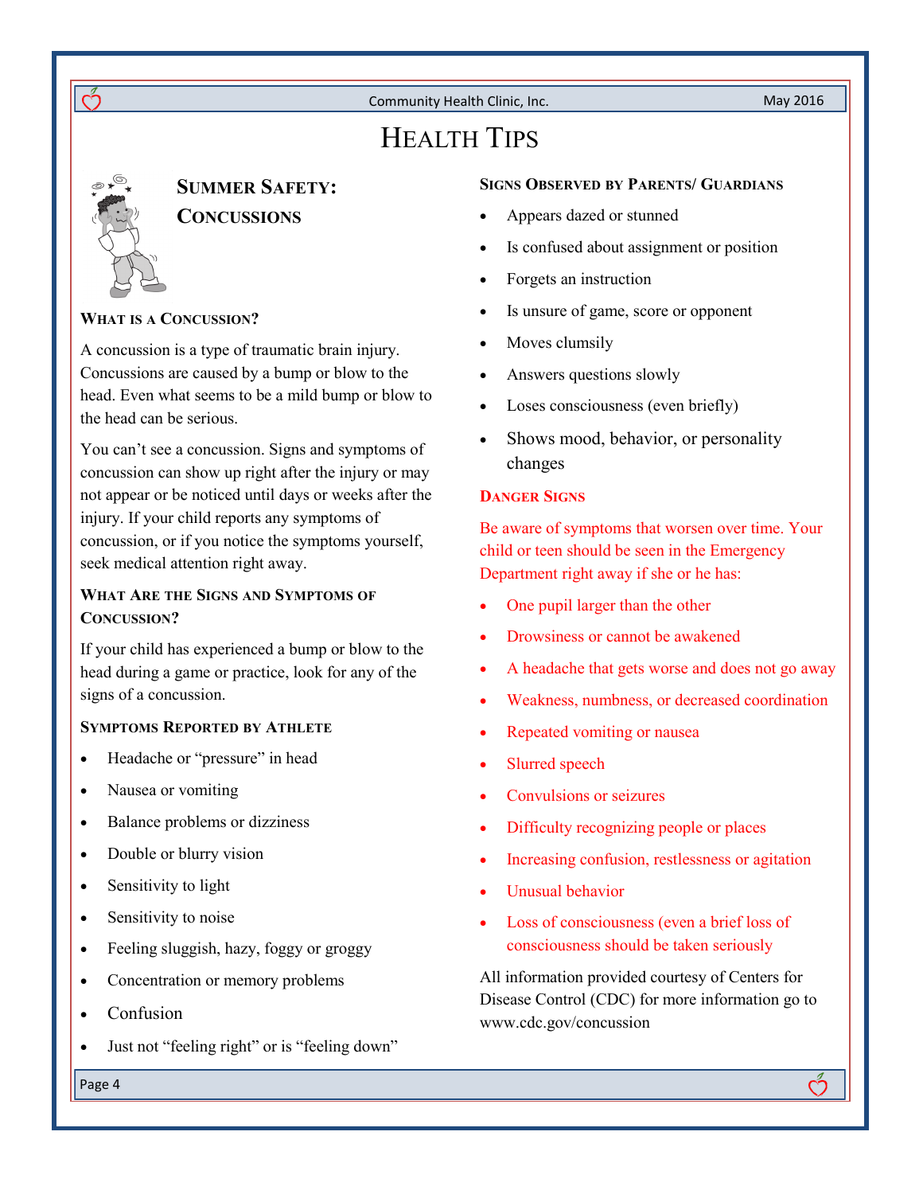# Health Tips

## Summer Safety: Concussions

### What is a Concussion?

A concussion is a type of traumatic brain injury. Concussions are caused by a bump or blow to the head. Even what seems to be a mild bump or blow to the head can be serious.

You can't see a concussion. Signs and symptoms of concussion can show up right after the injury or may not appear or be noticed until days or weeks after the injury. If your child reports any symptoms of concussion, or if you notice the symptoms yourself, seek medical attention right away.

### What Are the Signs and Symptoms of Concussion?

If your child has experienced a bump or blow to the head during a game or practice, look for any of the signs of a concussion.

### Symptoms Reported by Athlete

- Headache or "pressure" in head
- Nausea or vomiting
- Balance problems or dizziness
- Double or blurry vision
- Sensitivity to light
- Sensitivity to noise
- Feeling sluggish, hazy, foggy or groggy
- Concentration or memory problems
- Confusion
- Just not "feeling right" or is "feeling down"

### Signs Observed by Parents/ Guardians

- Appears dazed or stunned
- Is confused about assignment or position
- Forgets an instruction
- Is unsure of game, score or opponent
- Moves clumsily
- Answers questions slowly
- Loses consciousness (even briefly)
- Shows mood, behavior, or personality changes

### Danger Signs

Be aware of symptoms that worsen over time. Your child or teen should be seen in the Emergency Department right away if she or he has:

- One pupil larger than the other
- Drowsiness or cannot be awakened
- A headache that gets worse and does not go away
- Weakness, numbness, or decreased coordination
- Repeated vomiting or nausea
- Slurred speech
- Convulsions or seizures
- Difficulty recognizing people or places
- Increasing confusion, restlessness or agitation
- Unusual behavior
- Loss of consciousness (even a brief loss of consciousness should be taken seriously

All information provided courtesy of Centers for Disease Control (CDC) for more information go to www.cdc.gov/concussion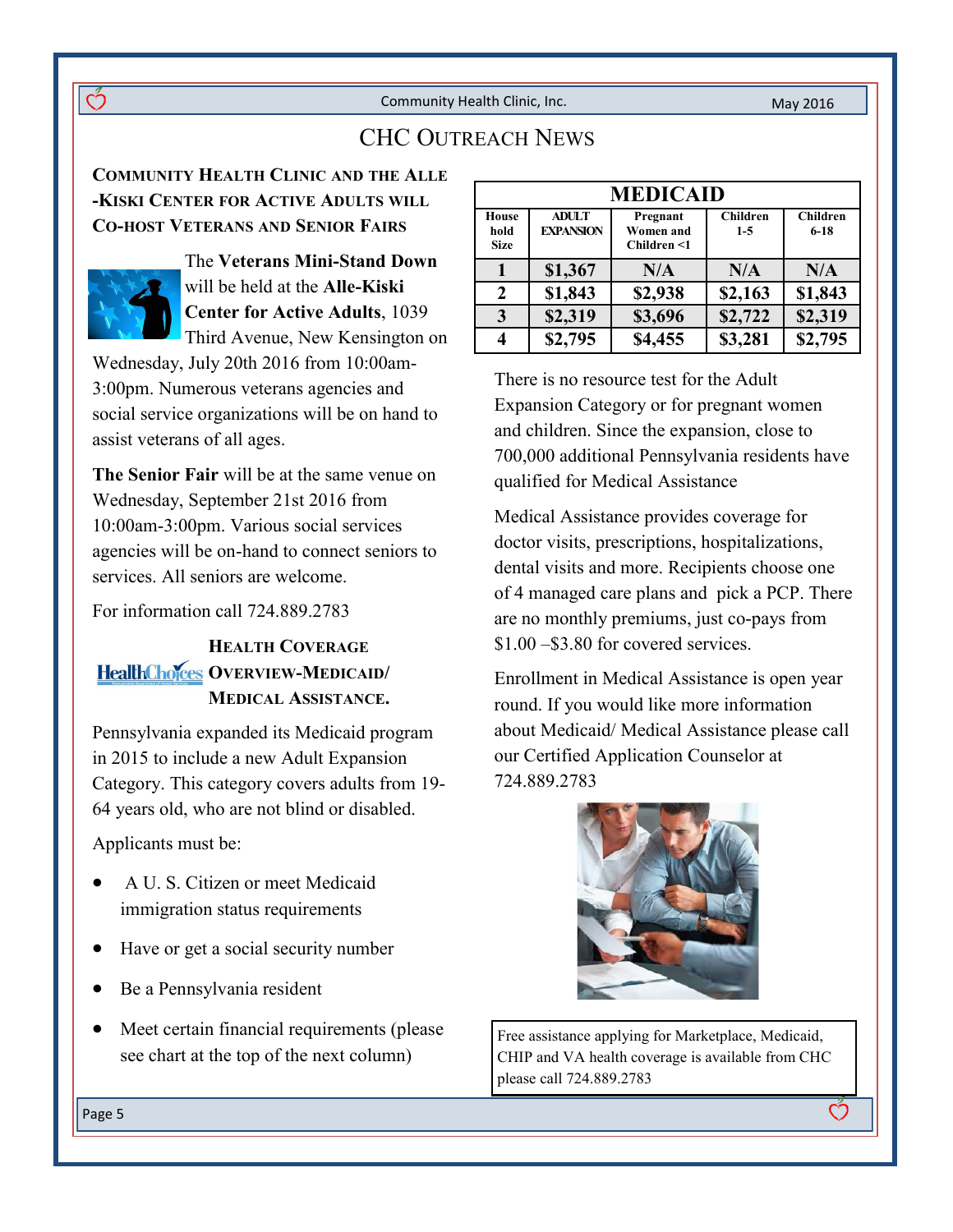# CHC Outreach News

## Community Health Clinic and the Alle-Kiski Center for Active Adults will Co-Host Veterans and Senior Fairs

The **Veterans Mini-Stand Down** will be held at the **Alle-Kiski Center for Active Adults**, 1039 Third Avenue, New Kensington on Wednesday, July 20th 2016 from 10:00am-3:00pm. Numerous veterans agencies and social service organizations will be on hand to assist veterans of all ages.

**The Senior Fair** will be at the same venue on Wednesday, September 21st 2016 from 10:00am-3:00pm. Various social services agencies will be on-hand to connect seniors to services. All seniors are welcome.

For information call 724.889.2783

## Health Coverage Overview-Medicaid/ Medical Assistance.

Pennsylvania expanded its Medicaid program in 2015 to include a new Adult Expansion Category. This category covers adults from 19-64 years old, who are not blind or disabled.

Applicants must be:

- A U. S. Citizen or meet Medicaid immigration status requirements
- Have or get a social security number
- Be a Pennsylvania resident
- Meet certain financial requirements (please see chart at the top of the next column)

**MEDICAID**

| House hold Size | ADULT EXPANSION | Pregnant Women and Children <1 | Children 1-5 | Children 6-18 |
|---|---|---|---|---|
| 1 | $1,367 | N/A | N/A | N/A |
| 2 | $1,843 | $2,938 | $2,163 | $1,843 |
| 3 | $2,319 | $3,696 | $2,722 | $2,319 |
| 4 | $2,795 | $4,455 | $3,281 | $2,795 |

There is no resource test for the Adult Expansion Category or for pregnant women and children. Since the expansion, close to 700,000 additional Pennsylvania residents have qualified for Medical Assistance

Medical Assistance provides coverage for doctor visits, prescriptions, hospitalizations, dental visits and more. Recipients choose one of 4 managed care plans and pick a PCP. There are no monthly premiums, just co-pays from $1.00 –$3.80 for covered services.

Enrollment in Medical Assistance is open year round. If you would like more information about Medicaid/ Medical Assistance please call our Certified Application Counselor at 724.889.2783

Free assistance applying for Marketplace, Medicaid, CHIP and VA health coverage is available from CHC please call 724.889.2783